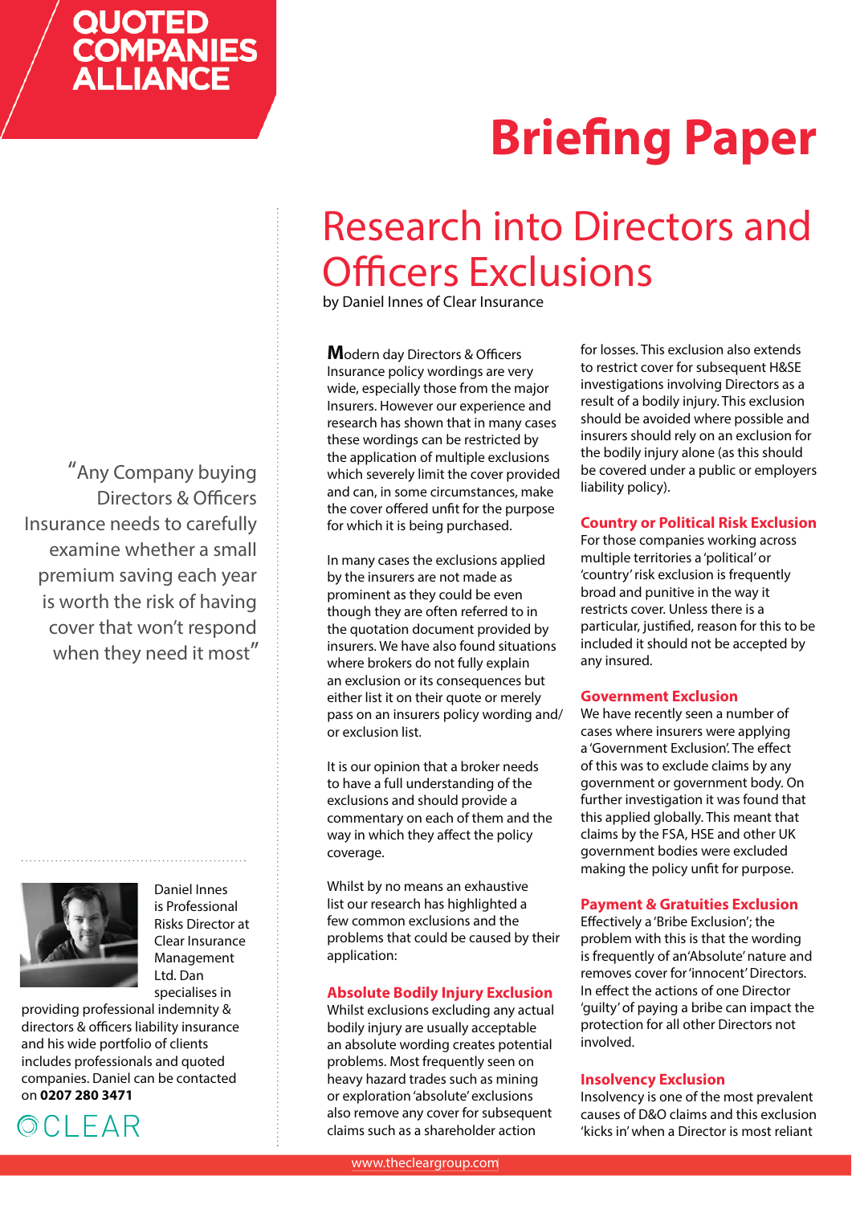QUOTED COMPANIES ALLIANCE

# Briefing Paper

## Research into Directors and Officers Exclusions

by Daniel Innes of Clear Insurance

> "Any Company buying Directors & Officers Insurance needs to carefully examine whether a small premium saving each year is worth the risk of having cover that won't respond when they need it most"

Daniel Innes is Professional Risks Director at Clear Insurance Management Ltd. Dan specialises in providing professional indemnity & directors & officers liability insurance and his wide portfolio of clients includes professionals and quoted companies. Daniel can be contacted on **0207 280 3471**

CLEAR

Modern day Directors & Officers Insurance policy wordings are very wide, especially those from the major Insurers. However our experience and research has shown that in many cases these wordings can be restricted by the application of multiple exclusions which severely limit the cover provided and can, in some circumstances, make the cover offered unfit for the purpose for which it is being purchased.

In many cases the exclusions applied by the insurers are not made as prominent as they could be even though they are often referred to in the quotation document provided by insurers. We have also found situations where brokers do not fully explain an exclusion or its consequences but either list it on their quote or merely pass on an insurers policy wording and/or exclusion list.

It is our opinion that a broker needs to have a full understanding of the exclusions and should provide a commentary on each of them and the way in which they affect the policy coverage.

Whilst by no means an exhaustive list our research has highlighted a few common exclusions and the problems that could be caused by their application:

### Absolute Bodily Injury Exclusion

Whilst exclusions excluding any actual bodily injury are usually acceptable an absolute wording creates potential problems. Most frequently seen on heavy hazard trades such as mining or exploration 'absolute' exclusions also remove any cover for subsequent claims such as a shareholder action for losses. This exclusion also extends to restrict cover for subsequent H&SE investigations involving Directors as a result of a bodily injury. This exclusion should be avoided where possible and insurers should rely on an exclusion for the bodily injury alone (as this should be covered under a public or employers liability policy).

### Country or Political Risk Exclusion

For those companies working across multiple territories a 'political' or 'country' risk exclusion is frequently broad and punitive in the way it restricts cover. Unless there is a particular, justified, reason for this to be included it should not be accepted by any insured.

### Government Exclusion

We have recently seen a number of cases where insurers were applying a 'Government Exclusion'. The effect of this was to exclude claims by any government or government body. On further investigation it was found that this applied globally. This meant that claims by the FSA, HSE and other UK government bodies were excluded making the policy unfit for purpose.

### Payment & Gratuities Exclusion

Effectively a 'Bribe Exclusion'; the problem with this is that the wording is frequently of an'Absolute' nature and removes cover for 'innocent' Directors. In effect the actions of one Director 'guilty' of paying a bribe can impact the protection for all other Directors not involved.

### Insolvency Exclusion

Insolvency is one of the most prevalent causes of D&O claims and this exclusion 'kicks in' when a Director is most reliant

www.thecleargroup.com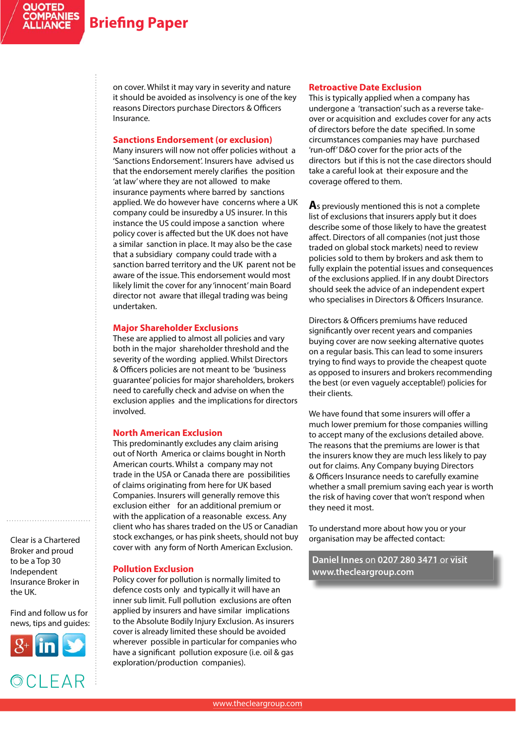on cover. Whilst it may vary in severity and nature it should be avoided as insolvency is one of the key reasons Directors purchase Directors & Officers Insurance.

## Sanctions Endorsement (or exclusion)

Many insurers will now not offer policies without a 'Sanctions Endorsement'. Insurers have advised us that the endorsement merely clarifies the position 'at law' where they are not allowed to make insurance payments where barred by sanctions applied. We do however have concerns where a UK company could be insuredby a US insurer. In this instance the US could impose a sanction where policy cover is affected but the UK does not have a similar sanction in place. It may also be the case that a subsidiary company could trade with a sanction barred territory and the UK parent not be aware of the issue. This endorsement would most likely limit the cover for any 'innocent' main Board director not aware that illegal trading was being undertaken.

## Major Shareholder Exclusions

These are applied to almost all policies and vary both in the major shareholder threshold and the severity of the wording applied. Whilst Directors & Officers policies are not meant to be 'business guarantee' policies for major shareholders, brokers need to carefully check and advise on when the exclusion applies and the implications for directors involved.

## North American Exclusion

This predominantly excludes any claim arising out of North America or claims bought in North American courts. Whilst a company may not trade in the USA or Canada there are possibilities of claims originating from here for UK based Companies. Insurers will generally remove this exclusion either for an additional premium or with the application of a reasonable excess. Any client who has shares traded on the US or Canadian stock exchanges, or has pink sheets, should not buy cover with any form of North American Exclusion.

## Pollution Exclusion

Policy cover for pollution is normally limited to defence costs only and typically it will have an inner sub limit. Full pollution exclusions are often applied by insurers and have similar implications to the Absolute Bodily Injury Exclusion. As insurers cover is already limited these should be avoided wherever possible in particular for companies who have a significant pollution exposure (i.e. oil & gas exploration/production companies).

## Retroactive Date Exclusion

This is typically applied when a company has undergone a 'transaction' such as a reverse take-over or acquisition and excludes cover for any acts of directors before the date specified. In some circumstances companies may have purchased 'run-off' D&O cover for the prior acts of the directors but if this is not the case directors should take a careful look at their exposure and the coverage offered to them.

As previously mentioned this is not a complete list of exclusions that insurers apply but it does describe some of those likely to have the greatest affect. Directors of all companies (not just those traded on global stock markets) need to review policies sold to them by brokers and ask them to fully explain the potential issues and consequences of the exclusions applied. If in any doubt Directors should seek the advice of an independent expert who specialises in Directors & Officers Insurance.

Directors & Officers premiums have reduced significantly over recent years and companies buying cover are now seeking alternative quotes on a regular basis. This can lead to some insurers trying to find ways to provide the cheapest quote as opposed to insurers and brokers recommending the best (or even vaguely acceptable!) policies for their clients.

We have found that some insurers will offer a much lower premium for those companies willing to accept many of the exclusions detailed above. The reasons that the premiums are lower is that the insurers know they are much less likely to pay out for claims. Any Company buying Directors & Officers Insurance needs to carefully examine whether a small premium saving each year is worth the risk of having cover that won't respond when they need it most.

To understand more about how you or your organisation may be affected contact:

**Daniel Innes on 0207 280 3471 or visit www.thecleargroup.com**

Clear is a Chartered Broker and proud to be a Top 30 Independent Insurance Broker in the UK.

Find and follow us for news, tips and guides: